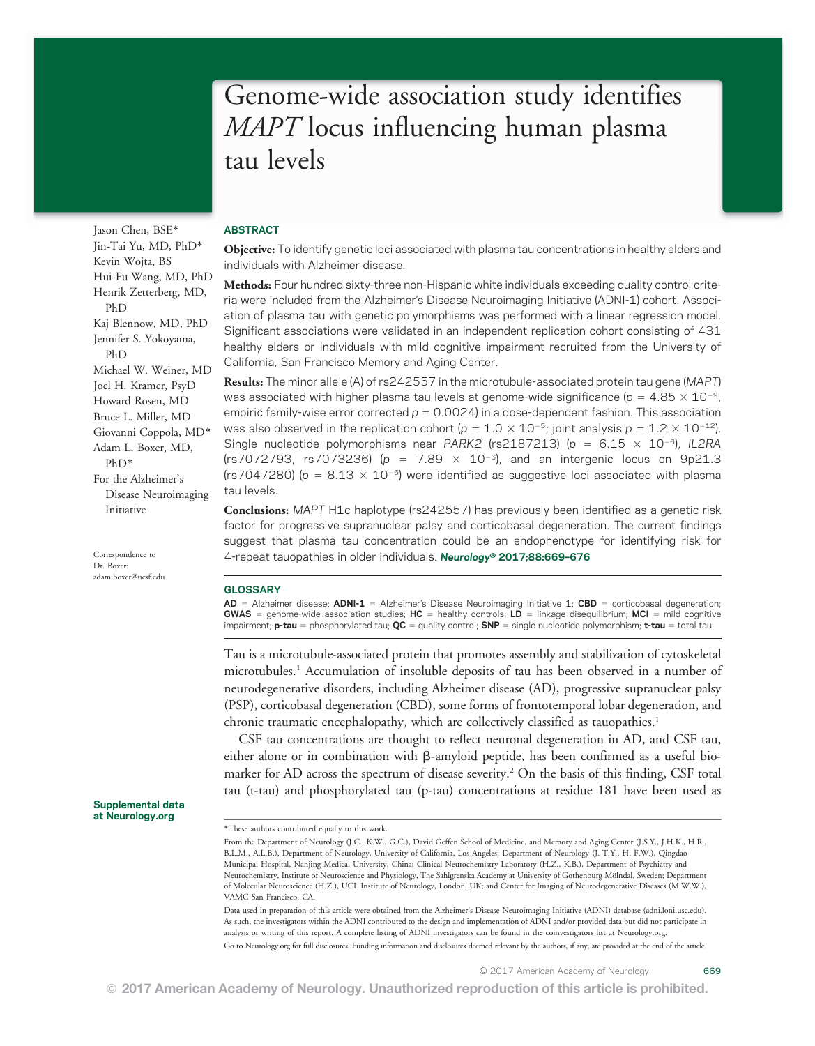# Genome-wide association study identifies *MAPT* locus influencing human plasma tau levels

Jason Chen, BSE*
Jin-Tai Yu, MD, PhD*
Kevin Wojta, BS
Hui-Fu Wang, MD, PhD
Henrik Zetterberg, MD, PhD
Kaj Blennow, MD, PhD
Jennifer S. Yokoyama, PhD
Michael W. Weiner, MD
Joel H. Kramer, PsyD
Howard Rosen, MD
Bruce L. Miller, MD
Giovanni Coppola, MD*
Adam L. Boxer, MD, PhD*
For the Alzheimer's Disease Neuroimaging Initiative

Correspondence to Dr. Boxer: adam.boxer@ucsf.edu

## ABSTRACT

**Objective:** To identify genetic loci associated with plasma tau concentrations in healthy elders and individuals with Alzheimer disease.

**Methods:** Four hundred sixty-three non-Hispanic white individuals exceeding quality control criteria were included from the Alzheimer's Disease Neuroimaging Initiative (ADNI-1) cohort. Association of plasma tau with genetic polymorphisms was performed with a linear regression model. Significant associations were validated in an independent replication cohort consisting of 431 healthy elders or individuals with mild cognitive impairment recruited from the University of California, San Francisco Memory and Aging Center.

**Results:** The minor allele (A) of rs242557 in the microtubule-associated protein tau gene (*MAPT*) was associated with higher plasma tau levels at genome-wide significance ($p = 4.85 \times 10^{-9}$, empiric family-wise error corrected $p = 0.0024$) in a dose-dependent fashion. This association was also observed in the replication cohort ($p = 1.0 \times 10^{-5}$; joint analysis $p = 1.2 \times 10^{-12}$). Single nucleotide polymorphisms near *PARK2* (rs2187213) ($p = 6.15 \times 10^{-6}$), *IL2RA* (rs7072793, rs7073236) ($p = 7.89 \times 10^{-6}$), and an intergenic locus on 9p21.3 (rs7047280) ($p = 8.13 \times 10^{-6}$) were identified as suggestive loci associated with plasma tau levels.

**Conclusions:** *MAPT* H1c haplotype (rs242557) has previously been identified as a genetic risk factor for progressive supranuclear palsy and corticobasal degeneration. The current findings suggest that plasma tau concentration could be an endophenotype for identifying risk for 4-repeat tauopathies in older individuals. ***Neurology*® 2017;88:669–676**

## GLOSSARY

**AD** = Alzheimer disease; **ADNI-1** = Alzheimer's Disease Neuroimaging Initiative 1; **CBD** = corticobasal degeneration; **GWAS** = genome-wide association studies; **HC** = healthy controls; **LD** = linkage disequilibrium; **MCI** = mild cognitive impairment; **p-tau** = phosphorylated tau; **QC** = quality control; **SNP** = single nucleotide polymorphism; **t-tau** = total tau.

Tau is a microtubule-associated protein that promotes assembly and stabilization of cytoskeletal microtubules.[1] Accumulation of insoluble deposits of tau has been observed in a number of neurodegenerative disorders, including Alzheimer disease (AD), progressive supranuclear palsy (PSP), corticobasal degeneration (CBD), some forms of frontotemporal lobar degeneration, and chronic traumatic encephalopathy, which are collectively classified as tauopathies.[1]

CSF tau concentrations are thought to reflect neuronal degeneration in AD, and CSF tau, either alone or in combination with β-amyloid peptide, has been confirmed as a useful biomarker for AD across the spectrum of disease severity.[2] On the basis of this finding, CSF total tau (t-tau) and phosphorylated tau (p-tau) concentrations at residue 181 have been used as

**Supplemental data at Neurology.org**

*These authors contributed equally to this work.

From the Department of Neurology (J.C., K.W., G.C.), David Geffen School of Medicine, and Memory and Aging Center (J.S.Y., J.H.K., H.R., B.L.M., A.L.B.), Department of Neurology, University of California, Los Angeles; Department of Neurology (J.-T.Y., H.-F.W.), Qingdao Municipal Hospital, Nanjing Medical University, China; Clinical Neurochemistry Laboratory (H.Z., K.B.), Department of Psychiatry and Neurochemistry, Institute of Neuroscience and Physiology, The Sahlgrenska Academy at University of Gothenburg Mölndal, Sweden; Department of Molecular Neuroscience (H.Z.), UCL Institute of Neurology, London, UK; and Center for Imaging of Neurodegenerative Diseases (M.W.W.), VAMC San Francisco, CA.

Data used in preparation of this article were obtained from the Alzheimer's Disease Neuroimaging Initiative (ADNI) database (adni.loni.usc.edu). As such, the investigators within the ADNI contributed to the design and implementation of ADNI and/or provided data but did not participate in analysis or writing of this report. A complete listing of ADNI investigators can be found in the coinvestigators list at Neurology.org.

Go to Neurology.org for full disclosures. Funding information and disclosures deemed relevant by the authors, if any, are provided at the end of the article.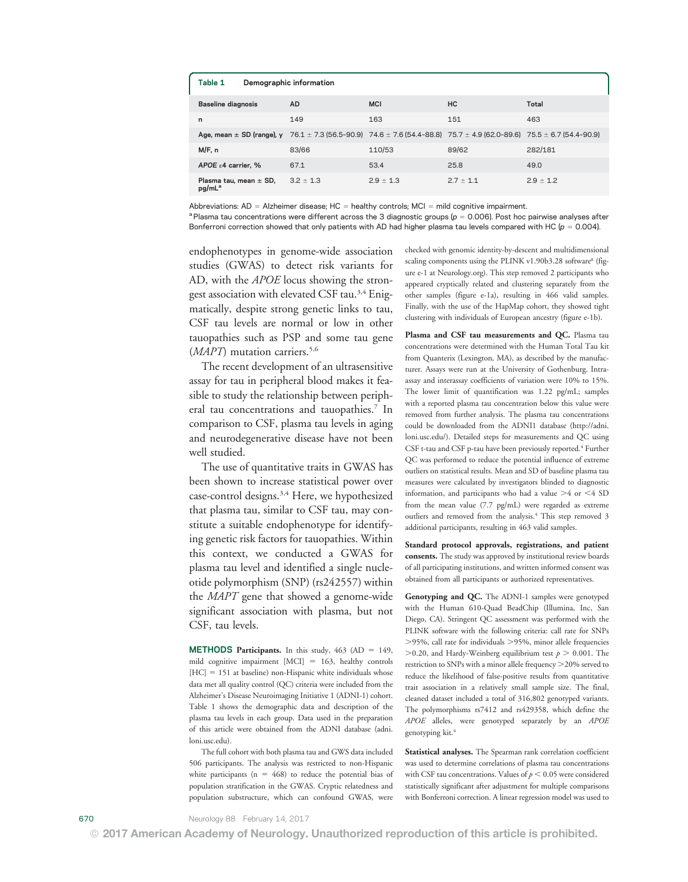**Table 1** Demographic information

| Baseline diagnosis | AD | MCI | HC | Total |
|---|---|---|---|---|
| n | 149 | 163 | 151 | 463 |
| Age, mean ± SD (range), y | 76.1 ± 7.3 (56.5–90.9) | 74.6 ± 7.6 (54.4–88.8) | 75.7 ± 4.9 (62.0–89.6) | 75.5 ± 6.7 (54.4–90.9) |
| M/F, n | 83/66 | 110/53 | 89/62 | 282/181 |
| *APOE* ε4 carrier, % | 67.1 | 53.4 | 25.8 | 49.0 |
| Plasma tau, mean ± SD, pg/mL[a] | 3.2 ± 1.3 | 2.9 ± 1.3 | 2.7 ± 1.1 | 2.9 ± 1.2 |

Abbreviations: AD = Alzheimer disease; HC = healthy controls; MCI = mild cognitive impairment.
[a] Plasma tau concentrations were different across the 3 diagnostic groups ($p = 0.006$). Post hoc pairwise analyses after Bonferroni correction showed that only patients with AD had higher plasma tau levels compared with HC ($p = 0.004$).

endophenotypes in genome-wide association studies (GWAS) to detect risk variants for AD, with the *APOE* locus showing the strongest association with elevated CSF tau.[3,4] Enigmatically, despite strong genetic links to tau, CSF tau levels are normal or low in other tauopathies such as PSP and some tau gene (*MAPT*) mutation carriers.[5,6]

The recent development of an ultrasensitive assay for tau in peripheral blood makes it feasible to study the relationship between peripheral tau concentrations and tauopathies.[7] In comparison to CSF, plasma tau levels in aging and neurodegenerative disease have not been well studied.

The use of quantitative traits in GWAS has been shown to increase statistical power over case-control designs.[3,4] Here, we hypothesized that plasma tau, similar to CSF tau, may constitute a suitable endophenotype for identifying genetic risk factors for tauopathies. Within this context, we conducted a GWAS for plasma tau level and identified a single nucleotide polymorphism (SNP) (rs242557) within the *MAPT* gene that showed a genome-wide significant association with plasma, but not CSF, tau levels.

## METHODS

**Participants.** In this study, 463 (AD = 149, mild cognitive impairment [MCI] = 163, healthy controls [HC] = 151 at baseline) non-Hispanic white individuals whose data met all quality control (QC) criteria were included from the Alzheimer's Disease Neuroimaging Initiative 1 (ADNI-1) cohort. Table 1 shows the demographic data and description of the plasma tau levels in each group. Data used in the preparation of this article were obtained from the ADNI database (adni.loni.usc.edu).

The full cohort with both plasma tau and GWS data included 506 participants. The analysis was restricted to non-Hispanic white participants (n = 468) to reduce the potential bias of population stratification in the GWAS. Cryptic relatedness and population substructure, which can confound GWAS, were checked with genomic identity-by-descent and multidimensional scaling components using the PLINK v1.90b3.28 software[8] (figure e-1 at Neurology.org). This step removed 2 participants who appeared cryptically related and clustering separately from the other samples (figure e-1a), resulting in 466 valid samples. Finally, with the use of the HapMap cohort, they showed tight clustering with individuals of European ancestry (figure e-1b).

**Plasma and CSF tau measurements and QC.** Plasma tau concentrations were determined with the Human Total Tau kit from Quanterix (Lexington, MA), as described by the manufacturer. Assays were run at the University of Gothenburg. Intra-assay and interassay coefficients of variation were 10% to 15%. The lower limit of quantification was 1.22 pg/mL; samples with a reported plasma tau concentration below this value were removed from further analysis. The plasma tau concentrations could be downloaded from the ADNI1 database (http://adni.loni.usc.edu/). Detailed steps for measurements and QC using CSF t-tau and CSF p-tau have been previously reported.[4] Further QC was performed to reduce the potential influence of extreme outliers on statistical results. Mean and SD of baseline plasma tau measures were calculated by investigators blinded to diagnostic information, and participants who had a value >4 or <4 SD from the mean value (7.7 pg/mL) were regarded as extreme outliers and removed from the analysis.[4] This step removed 3 additional participants, resulting in 463 valid samples.

**Standard protocol approvals, registrations, and patient consents.** The study was approved by institutional review boards of all participating institutions, and written informed consent was obtained from all participants or authorized representatives.

**Genotyping and QC.** The ADNI-1 samples were genotyped with the Human 610-Quad BeadChip (Illumina, Inc, San Diego, CA). Stringent QC assessment was performed with the PLINK software with the following criteria: call rate for SNPs >95%, call rate for individuals >95%, minor allele frequencies >0.20, and Hardy-Weinberg equilibrium test $p > 0.001$. The restriction to SNPs with a minor allele frequency >20% served to reduce the likelihood of false-positive results from quantitative trait association in a relatively small sample size. The final, cleaned dataset included a total of 316,802 genotyped variants. The polymorphisms rs7412 and rs429358, which define the *APOE* alleles, were genotyped separately by an *APOE* genotyping kit.[4]

**Statistical analyses.** The Spearman rank correlation coefficient was used to determine correlations of plasma tau concentrations with CSF tau concentrations. Values of $p < 0.05$ were considered statistically significant after adjustment for multiple comparisons with Bonferroni correction. A linear regression model was used to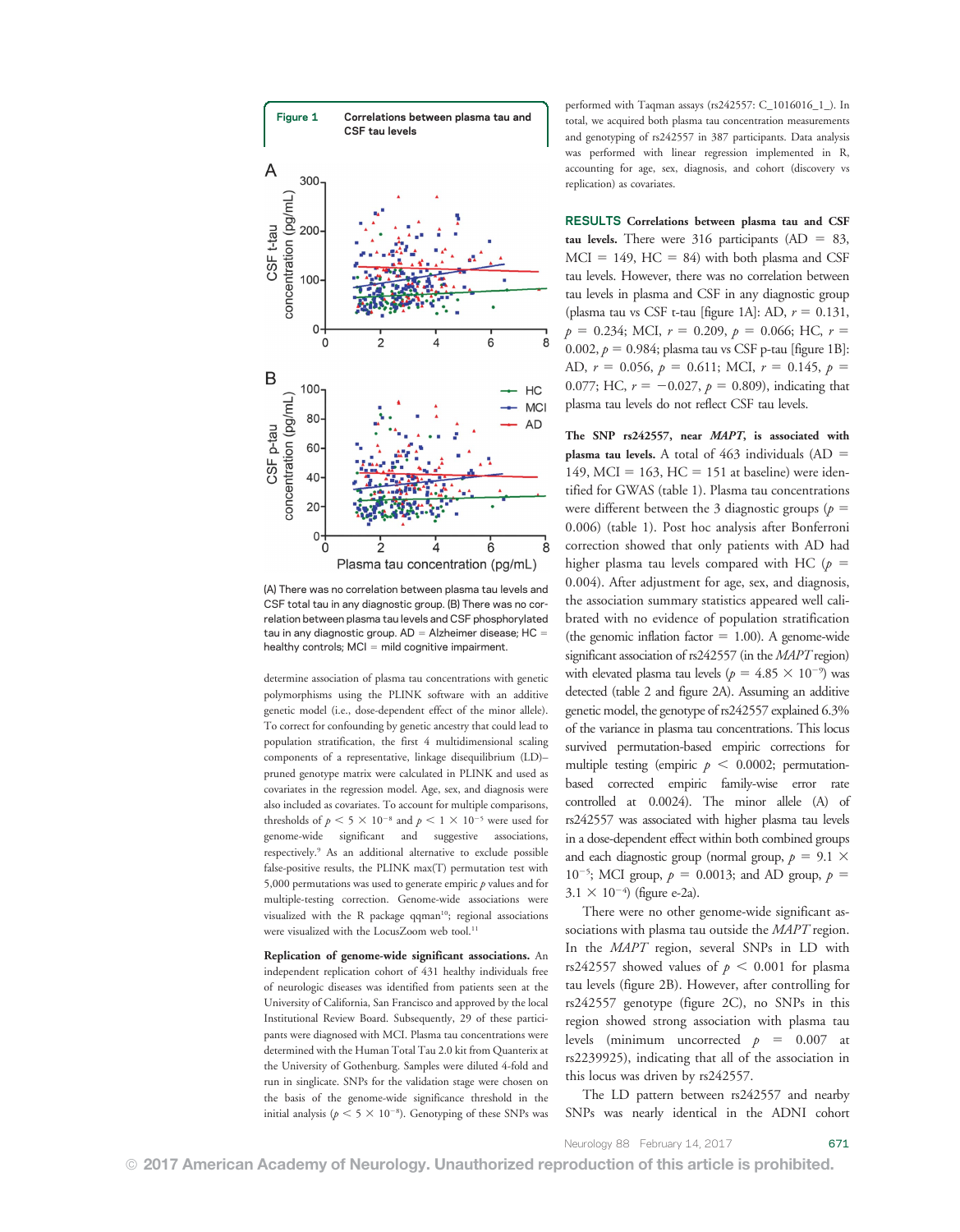**Figure 1** Correlations between plasma tau and CSF tau levels

(A) There was no correlation between plasma tau levels and CSF total tau in any diagnostic group. (B) There was no correlation between plasma tau levels and CSF phosphorylated tau in any diagnostic group. AD = Alzheimer disease; HC = healthy controls; MCI = mild cognitive impairment.

determine association of plasma tau concentrations with genetic polymorphisms using the PLINK software with an additive genetic model (i.e., dose-dependent effect of the minor allele). To correct for confounding by genetic ancestry that could lead to population stratification, the first 4 multidimensional scaling components of a representative, linkage disequilibrium (LD)–pruned genotype matrix were calculated in PLINK and used as covariates in the regression model. Age, sex, and diagnosis were also included as covariates. To account for multiple comparisons, thresholds of $p < 5 \times 10^{-8}$ and $p < 1 \times 10^{-5}$ were used for genome-wide significant and suggestive associations, respectively.[9] As an additional alternative to exclude possible false-positive results, the PLINK max(T) permutation test with 5,000 permutations was used to generate empiric $p$ values and for multiple-testing correction. Genome-wide associations were visualized with the R package qqman[10]; regional associations were visualized with the LocusZoom web tool.[11]

**Replication of genome-wide significant associations.** An independent replication cohort of 431 healthy individuals free of neurologic diseases was identified from patients seen at the University of California, San Francisco and approved by the local Institutional Review Board. Subsequently, 29 of these participants were diagnosed with MCI. Plasma tau concentrations were determined with the Human Total Tau 2.0 kit from Quanterix at the University of Gothenburg. Samples were diluted 4-fold and run in singlicate. SNPs for the validation stage were chosen on the basis of the genome-wide significance threshold in the initial analysis ($p < 5 \times 10^{-8}$). Genotyping of these SNPs was performed with Taqman assays (rs242557: C_1016016_1_). In total, we acquired both plasma tau concentration measurements and genotyping of rs242557 in 387 participants. Data analysis was performed with linear regression implemented in R, accounting for age, sex, diagnosis, and cohort (discovery vs replication) as covariates.

## RESULTS

**Correlations between plasma tau and CSF tau levels.** There were 316 participants (AD = 83, MCI = 149, HC = 84) with both plasma and CSF tau levels. However, there was no correlation between tau levels in plasma and CSF in any diagnostic group (plasma tau vs CSF t-tau [figure 1A]: AD, $r = 0.131$, $p = 0.234$; MCI, $r = 0.209$, $p = 0.066$; HC, $r = 0.002$, $p = 0.984$; plasma tau vs CSF p-tau [figure 1B]: AD, $r = 0.056$, $p = 0.611$; MCI, $r = 0.145$, $p = 0.077$; HC, $r = -0.027$, $p = 0.809$), indicating that plasma tau levels do not reflect CSF tau levels.

**The SNP rs242557, near *MAPT*, is associated with plasma tau levels.** A total of 463 individuals (AD = 149, MCI = 163, HC = 151 at baseline) were identified for GWAS (table 1). Plasma tau concentrations were different between the 3 diagnostic groups ($p = 0.006$) (table 1). Post hoc analysis after Bonferroni correction showed that only patients with AD had higher plasma tau levels compared with HC ($p = 0.004$). After adjustment for age, sex, and diagnosis, the association summary statistics appeared well calibrated with no evidence of population stratification (the genomic inflation factor = 1.00). A genome-wide significant association of rs242557 (in the *MAPT* region) with elevated plasma tau levels ($p = 4.85 \times 10^{-9}$) was detected (table 2 and figure 2A). Assuming an additive genetic model, the genotype of rs242557 explained 6.3% of the variance in plasma tau concentrations. This locus survived permutation-based empiric corrections for multiple testing (empiric $p < 0.0002$; permutation-based corrected empiric family-wise error rate controlled at 0.0024). The minor allele (A) of rs242557 was associated with higher plasma tau levels in a dose-dependent effect within both combined groups and each diagnostic group (normal group, $p = 9.1 \times 10^{-5}$; MCI group, $p = 0.0013$; and AD group, $p = 3.1 \times 10^{-4}$) (figure e-2a).

There were no other genome-wide significant associations with plasma tau outside the *MAPT* region. In the *MAPT* region, several SNPs in LD with rs242557 showed values of $p < 0.001$ for plasma tau levels (figure 2B). However, after controlling for rs242557 genotype (figure 2C), no SNPs in this region showed strong association with plasma tau levels (minimum uncorrected $p = 0.007$ at rs2239925), indicating that all of the association in this locus was driven by rs242557.

The LD pattern between rs242557 and nearby SNPs was nearly identical in the ADNI cohort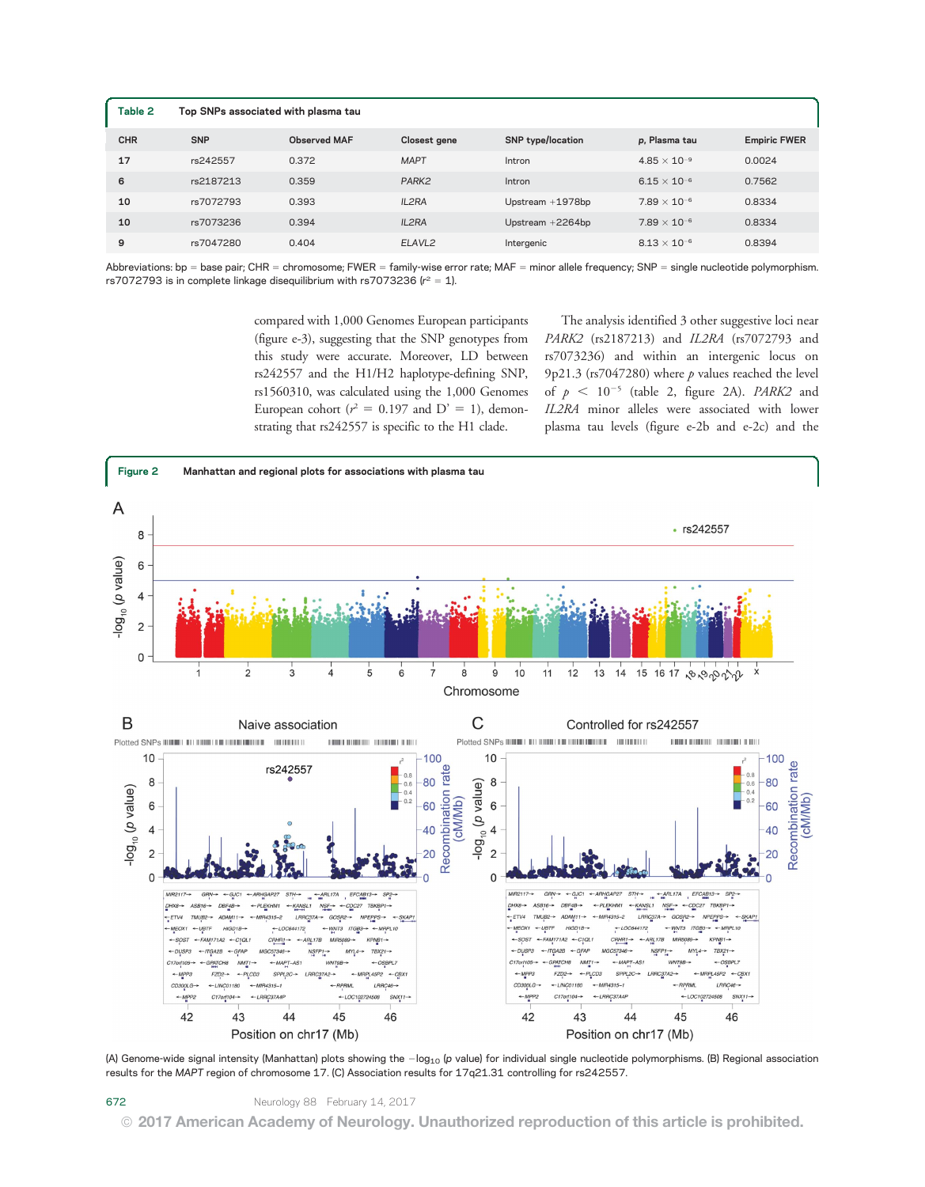**Table 2** Top SNPs associated with plasma tau

| CHR | SNP | Observed MAF | Closest gene | SNP type/location | p, Plasma tau | Empiric FWER |
|---|---|---|---|---|---|---|
| 17 | rs242557 | 0.372 | *MAPT* | Intron | $4.85 \times 10^{-9}$ | 0.0024 |
| 6 | rs2187213 | 0.359 | *PARK2* | Intron | $6.15 \times 10^{-6}$ | 0.7562 |
| 10 | rs7072793 | 0.393 | *IL2RA* | Upstream +1978bp | $7.89 \times 10^{-6}$ | 0.8334 |
| 10 | rs7073236 | 0.394 | *IL2RA* | Upstream +2264bp | $7.89 \times 10^{-6}$ | 0.8334 |
| 9 | rs7047280 | 0.404 | *ELAVL2* | Intergenic | $8.13 \times 10^{-6}$ | 0.8394 |

Abbreviations: bp = base pair; CHR = chromosome; FWER = family-wise error rate; MAF = minor allele frequency; SNP = single nucleotide polymorphism. rs7072793 is in complete linkage disequilibrium with rs7073236 ($r^2 = 1$).

compared with 1,000 Genomes European participants (figure e-3), suggesting that the SNP genotypes from this study were accurate. Moreover, LD between rs242557 and the H1/H2 haplotype-defining SNP, rs1560310, was calculated using the 1,000 Genomes European cohort ($r^2 = 0.197$ and D' = 1), demonstrating that rs242557 is specific to the H1 clade.

The analysis identified 3 other suggestive loci near *PARK2* (rs2187213) and *IL2RA* (rs7072793 and rs7073236) and within an intergenic locus on 9p21.3 (rs7047280) where $p$ values reached the level of $p < 10^{-5}$ (table 2, figure 2A). *PARK2* and *IL2RA* minor alleles were associated with lower plasma tau levels (figure e-2b and e-2c) and the

**Figure 2** Manhattan and regional plots for associations with plasma tau

(A) Genome-wide signal intensity (Manhattan) plots showing the $-\log_{10}$ ($p$ value) for individual single nucleotide polymorphisms. (B) Regional association results for the *MAPT* region of chromosome 17. (C) Association results for 17q21.31 controlling for rs242557.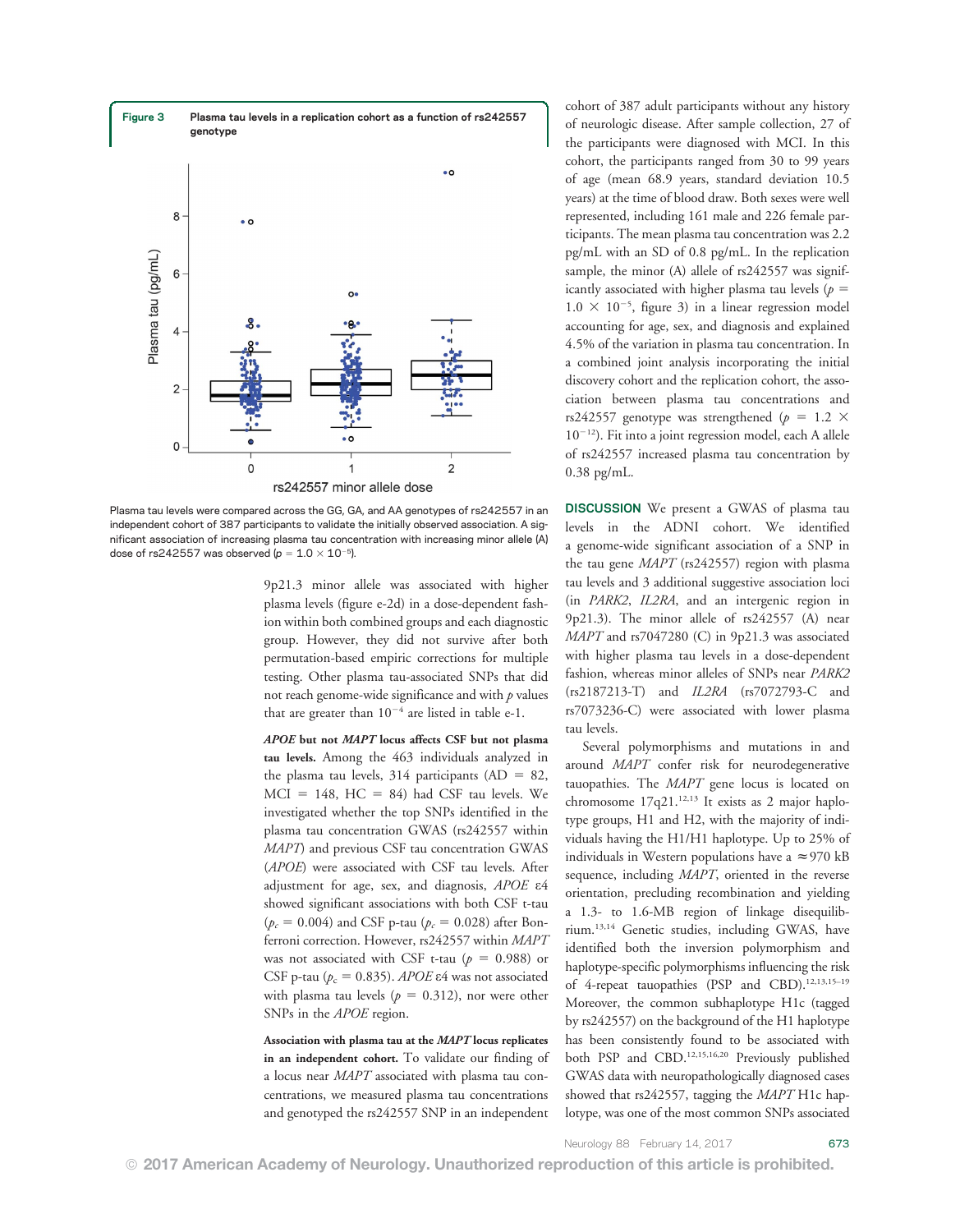**Figure 3** Plasma tau levels in a replication cohort as a function of rs242557 genotype

Plasma tau levels were compared across the GG, GA, and AA genotypes of rs242557 in an independent cohort of 387 participants to validate the initially observed association. A significant association of increasing plasma tau concentration with increasing minor allele (A) dose of rs242557 was observed ($p = 1.0 \times 10^{-5}$).

9p21.3 minor allele was associated with higher plasma levels (figure e-2d) in a dose-dependent fashion within both combined groups and each diagnostic group. However, they did not survive after both permutation-based empiric corrections for multiple testing. Other plasma tau-associated SNPs that did not reach genome-wide significance and with $p$ values that are greater than $10^{-4}$ are listed in table e-1.

***APOE* but not *MAPT* locus affects CSF but not plasma tau levels.** Among the 463 individuals analyzed in the plasma tau levels, 314 participants (AD = 82, MCI = 148, HC = 84) had CSF tau levels. We investigated whether the top SNPs identified in the plasma tau concentration GWAS (rs242557 within *MAPT*) and previous CSF tau concentration GWAS (*APOE*) were associated with CSF tau levels. After adjustment for age, sex, and diagnosis, *APOE* ε4 showed significant associations with both CSF t-tau ($p_c = 0.004$) and CSF p-tau ($p_c = 0.028$) after Bonferroni correction. However, rs242557 within *MAPT* was not associated with CSF t-tau ($p = 0.988$) or CSF p-tau ($p_c = 0.835$). *APOE* ε4 was not associated with plasma tau levels ($p = 0.312$), nor were other SNPs in the *APOE* region.

**Association with plasma tau at the *MAPT* locus replicates in an independent cohort.** To validate our finding of a locus near *MAPT* associated with plasma tau concentrations, we measured plasma tau concentrations and genotyped the rs242557 SNP in an independent cohort of 387 adult participants without any history of neurologic disease. After sample collection, 27 of the participants were diagnosed with MCI. In this cohort, the participants ranged from 30 to 99 years of age (mean 68.9 years, standard deviation 10.5 years) at the time of blood draw. Both sexes were well represented, including 161 male and 226 female participants. The mean plasma tau concentration was 2.2 pg/mL with an SD of 0.8 pg/mL. In the replication sample, the minor (A) allele of rs242557 was significantly associated with higher plasma tau levels ($p = 1.0 \times 10^{-5}$, figure 3) in a linear regression model accounting for age, sex, and diagnosis and explained 4.5% of the variation in plasma tau concentration. In a combined joint analysis incorporating the initial discovery cohort and the replication cohort, the association between plasma tau concentrations and rs242557 genotype was strengthened ($p = 1.2 \times 10^{-12}$). Fit into a joint regression model, each A allele of rs242557 increased plasma tau concentration by 0.38 pg/mL.

**DISCUSSION** We present a GWAS of plasma tau levels in the ADNI cohort. We identified a genome-wide significant association of a SNP in the tau gene *MAPT* (rs242557) region with plasma tau levels and 3 additional suggestive association loci (in *PARK2*, *IL2RA*, and an intergenic region in 9p21.3). The minor allele of rs242557 (A) near *MAPT* and rs7047280 (C) in 9p21.3 was associated with higher plasma tau levels in a dose-dependent fashion, whereas minor alleles of SNPs near *PARK2* (rs2187213-T) and *IL2RA* (rs7072793-C and rs7073236-C) were associated with lower plasma tau levels.

Several polymorphisms and mutations in and around *MAPT* confer risk for neurodegenerative tauopathies. The *MAPT* gene locus is located on chromosome 17q21.[12,13] It exists as 2 major haplotype groups, H1 and H2, with the majority of individuals having the H1/H1 haplotype. Up to 25% of individuals in Western populations have a ≈970 kB sequence, including *MAPT*, oriented in the reverse orientation, precluding recombination and yielding a 1.3- to 1.6-MB region of linkage disequilibrium.[13,14] Genetic studies, including GWAS, have identified both the inversion polymorphism and haplotype-specific polymorphisms influencing the risk of 4-repeat tauopathies (PSP and CBD).[12,13,15–19] Moreover, the common subhaplotype H1c (tagged by rs242557) on the background of the H1 haplotype has been consistently found to be associated with both PSP and CBD.[12,15,16,20] Previously published GWAS data with neuropathologically diagnosed cases showed that rs242557, tagging the *MAPT* H1c haplotype, was one of the most common SNPs associated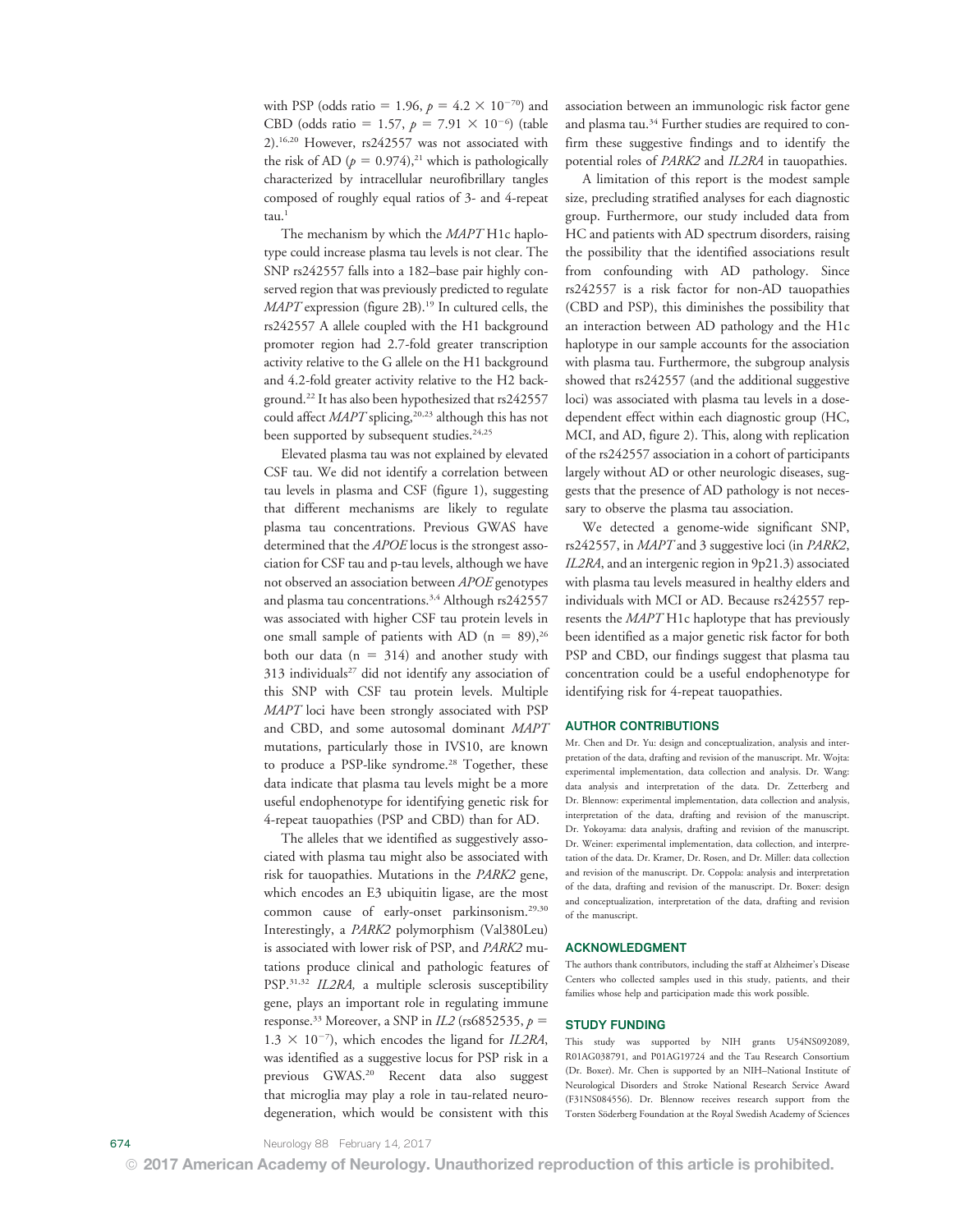with PSP (odds ratio = 1.96, $p = 4.2 \times 10^{-70}$) and CBD (odds ratio = 1.57, $p = 7.91 \times 10^{-6}$) (table 2).[16,20] However, rs242557 was not associated with the risk of AD ($p = 0.974$),[21] which is pathologically characterized by intracellular neurofibrillary tangles composed of roughly equal ratios of 3- and 4-repeat tau.[1]

The mechanism by which the *MAPT* H1c haplotype could increase plasma tau levels is not clear. The SNP rs242557 falls into a 182–base pair highly conserved region that was previously predicted to regulate *MAPT* expression (figure 2B).[19] In cultured cells, the rs242557 A allele coupled with the H1 background promoter region had 2.7-fold greater transcription activity relative to the G allele on the H1 background and 4.2-fold greater activity relative to the H2 background.[22] It has also been hypothesized that rs242557 could affect *MAPT* splicing,[20,23] although this has not been supported by subsequent studies.[24,25]

Elevated plasma tau was not explained by elevated CSF tau. We did not identify a correlation between tau levels in plasma and CSF (figure 1), suggesting that different mechanisms are likely to regulate plasma tau concentrations. Previous GWAS have determined that the *APOE* locus is the strongest association for CSF tau and p-tau levels, although we have not observed an association between *APOE* genotypes and plasma tau concentrations.[3,4] Although rs242557 was associated with higher CSF tau protein levels in one small sample of patients with AD (n = 89),[26] both our data (n = 314) and another study with 313 individuals[27] did not identify any association of this SNP with CSF tau protein levels. Multiple *MAPT* loci have been strongly associated with PSP and CBD, and some autosomal dominant *MAPT* mutations, particularly those in IVS10, are known to produce a PSP-like syndrome.[28] Together, these data indicate that plasma tau levels might be a more useful endophenotype for identifying genetic risk for 4-repeat tauopathies (PSP and CBD) than for AD.

The alleles that we identified as suggestively associated with plasma tau might also be associated with risk for tauopathies. Mutations in the *PARK2* gene, which encodes an E3 ubiquitin ligase, are the most common cause of early-onset parkinsonism.[29,30] Interestingly, a *PARK2* polymorphism (Val380Leu) is associated with lower risk of PSP, and *PARK2* mutations produce clinical and pathologic features of PSP.[31,32] *IL2RA*, a multiple sclerosis susceptibility gene, plays an important role in regulating immune response.[33] Moreover, a SNP in *IL2* (rs6852535, $p = 1.3 \times 10^{-7}$), which encodes the ligand for *IL2RA*, was identified as a suggestive locus for PSP risk in a previous GWAS.[20] Recent data also suggest that microglia may play a role in tau-related neurodegeneration, which would be consistent with this association between an immunologic risk factor gene and plasma tau.[34] Further studies are required to confirm these suggestive findings and to identify the potential roles of *PARK2* and *IL2RA* in tauopathies.

A limitation of this report is the modest sample size, precluding stratified analyses for each diagnostic group. Furthermore, our study included data from HC and patients with AD spectrum disorders, raising the possibility that the identified associations result from confounding with AD pathology. Since rs242557 is a risk factor for non-AD tauopathies (CBD and PSP), this diminishes the possibility that an interaction between AD pathology and the H1c haplotype in our sample accounts for the association with plasma tau. Furthermore, the subgroup analysis showed that rs242557 (and the additional suggestive loci) was associated with plasma tau levels in a dose-dependent effect within each diagnostic group (HC, MCI, and AD, figure 2). This, along with replication of the rs242557 association in a cohort of participants largely without AD or other neurologic diseases, suggests that the presence of AD pathology is not necessary to observe the plasma tau association.

We detected a genome-wide significant SNP, rs242557, in *MAPT* and 3 suggestive loci (in *PARK2*, *IL2RA*, and an intergenic region in 9p21.3) associated with plasma tau levels measured in healthy elders and individuals with MCI or AD. Because rs242557 represents the *MAPT* H1c haplotype that has previously been identified as a major genetic risk factor for both PSP and CBD, our findings suggest that plasma tau concentration could be a useful endophenotype for identifying risk for 4-repeat tauopathies.

## AUTHOR CONTRIBUTIONS

Mr. Chen and Dr. Yu: design and conceptualization, analysis and interpretation of the data, drafting and revision of the manuscript. Mr. Wojta: experimental implementation, data collection and analysis. Dr. Wang: data analysis and interpretation of the data. Dr. Zetterberg and Dr. Blennow: experimental implementation, data collection and analysis, interpretation of the data, drafting and revision of the manuscript. Dr. Yokoyama: data analysis, drafting and revision of the manuscript. Dr. Weiner: experimental implementation, data collection, and interpretation of the data. Dr. Kramer, Dr. Rosen, and Dr. Miller: data collection and revision of the manuscript. Dr. Coppola: analysis and interpretation of the data, drafting and revision of the manuscript. Dr. Boxer: design and conceptualization, interpretation of the data, drafting and revision of the manuscript.

## ACKNOWLEDGMENT

The authors thank contributors, including the staff at Alzheimer's Disease Centers who collected samples used in this study, patients, and their families whose help and participation made this work possible.

## STUDY FUNDING

This study was supported by NIH grants U54NS092089, R01AG038791, and P01AG19724 and the Tau Research Consortium (Dr. Boxer). Mr. Chen is supported by an NIH–National Institute of Neurological Disorders and Stroke National Research Service Award (F31NS084556). Dr. Blennow receives research support from the Torsten Söderberg Foundation at the Royal Swedish Academy of Sciences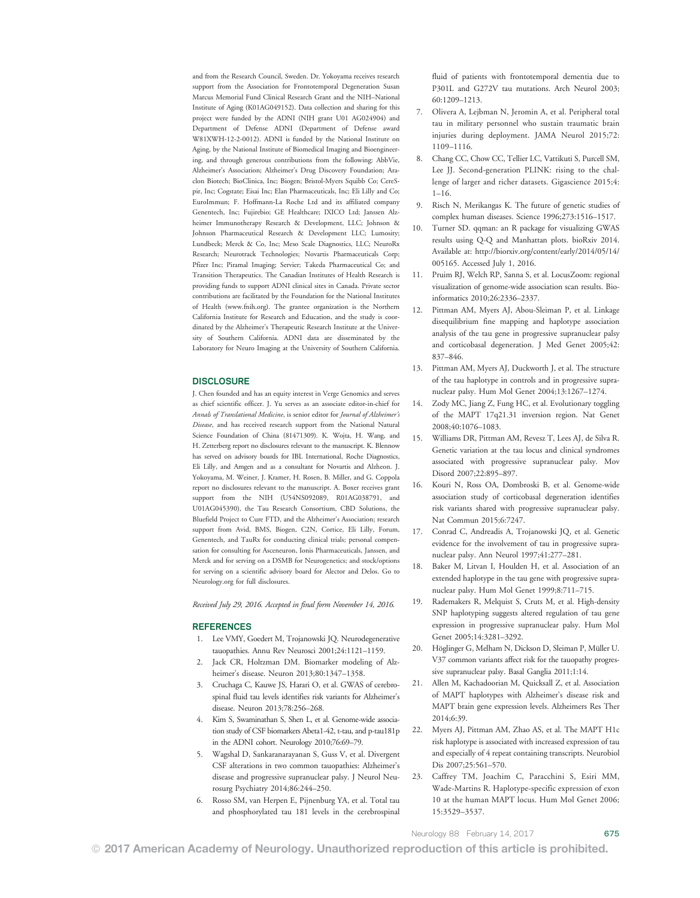and from the Research Council, Sweden. Dr. Yokoyama receives research support from the Association for Frontotemporal Degeneration Susan Marcus Memorial Fund Clinical Research Grant and the NIH–National Institute of Aging (K01AG049152). Data collection and sharing for this project were funded by the ADNI (NIH grant U01 AG024904) and Department of Defense ADNI (Department of Defense award W81XWH-12-2-0012). ADNI is funded by the National Institute on Aging, by the National Institute of Biomedical Imaging and Bioengineering, and through generous contributions from the following: AbbVie, Alzheimer's Association; Alzheimer's Drug Discovery Foundation; Araclon Biotech; BioClinica, Inc; Biogen; Bristol-Myers Squibb Co; CereSpir, Inc; Cogstate; Eisai Inc; Elan Pharmaceuticals, Inc; Eli Lilly and Co; EuroImmun; F. Hoffmann-La Roche Ltd and its affiliated company Genentech, Inc; Fujirebio; GE Healthcare; IXICO Ltd; Janssen Alzheimer Immunotherapy Research & Development, LLC; Johnson & Johnson Pharmaceutical Research & Development LLC; Lumosity; Lundbeck; Merck & Co, Inc; Meso Scale Diagnostics, LLC; NeuroRx Research; Neurotrack Technologies; Novartis Pharmaceuticals Corp; Pfizer Inc; Piramal Imaging; Servier; Takeda Pharmaceutical Co; and Transition Therapeutics. The Canadian Institutes of Health Research is providing funds to support ADNI clinical sites in Canada. Private sector contributions are facilitated by the Foundation for the National Institutes of Health (www.fnih.org). The grantee organization is the Northern California Institute for Research and Education, and the study is coordinated by the Alzheimer's Therapeutic Research Institute at the University of Southern California. ADNI data are disseminated by the Laboratory for Neuro Imaging at the University of Southern California.

## DISCLOSURE

J. Chen founded and has an equity interest in Verge Genomics and serves as chief scientific officer. J. Yu serves as an associate editor-in-chief for *Annals of Translational Medicine*, is senior editor for *Journal of Alzheimer's Disease*, and has received research support from the National Natural Science Foundation of China (81471309). K. Wojta, H. Wang, and H. Zetterberg report no disclosures relevant to the manuscript. K. Blennow has served on advisory boards for IBL International, Roche Diagnostics, Eli Lilly, and Amgen and as a consultant for Novartis and Alzheon. J. Yokoyama, M. Weiner, J. Kramer, H. Rosen, B. Miller, and G. Coppola report no disclosures relevant to the manuscript. A. Boxer receives grant support from the NIH (U54NS092089, R01AG038791, and U01AG045390), the Tau Research Consortium, CBD Solutions, the Bluefield Project to Cure FTD, and the Alzheimer's Association; research support from Avid, BMS, Biogen, C2N, Cortice, Eli Lilly, Forum, Genentech, and TauRx for conducting clinical trials; personal compensation for consulting for Asceneuron, Ionis Pharmaceuticals, Janssen, and Merck and for serving on a DSMB for Neurogenetics; and stock/options for serving on a scientific advisory board for Alector and Delos. Go to Neurology.org for full disclosures.

*Received July 29, 2016. Accepted in final form November 14, 2016.*

## REFERENCES

1. Lee VMY, Goedert M, Trojanowski JQ. Neurodegenerative tauopathies. Annu Rev Neurosci 2001;24:1121–1159.
2. Jack CR, Holtzman DM. Biomarker modeling of Alzheimer's disease. Neuron 2013;80:1347–1358.
3. Cruchaga C, Kauwe JS, Harari O, et al. GWAS of cerebrospinal fluid tau levels identifies risk variants for Alzheimer's disease. Neuron 2013;78:256–268.
4. Kim S, Swaminathan S, Shen L, et al. Genome-wide association study of CSF biomarkers Abeta1-42, t-tau, and p-tau181p in the ADNI cohort. Neurology 2010;76:69–79.
5. Wagshal D, Sankaranarayanan S, Guss V, et al. Divergent CSF alterations in two common tauopathies: Alzheimer's disease and progressive supranuclear palsy. J Neurol Neurosurg Psychiatry 2014;86:244–250.
6. Rosso SM, van Herpen E, Pijnenburg YA, et al. Total tau and phosphorylated tau 181 levels in the cerebrospinal fluid of patients with frontotemporal dementia due to P301L and G272V tau mutations. Arch Neurol 2003; 60:1209–1213.
7. Olivera A, Lejbman N, Jeromin A, et al. Peripheral total tau in military personnel who sustain traumatic brain injuries during deployment. JAMA Neurol 2015;72: 1109–1116.
8. Chang CC, Chow CC, Tellier LC, Vattikuti S, Purcell SM, Lee JJ. Second-generation PLINK: rising to the challenge of larger and richer datasets. Gigascience 2015;4: 1–16.
9. Risch N, Merikangas K. The future of genetic studies of complex human diseases. Science 1996;273:1516–1517.
10. Turner SD. qqman: an R package for visualizing GWAS results using Q-Q and Manhattan plots. bioRxiv 2014. Available at: http://biorxiv.org/content/early/2014/05/14/005165. Accessed July 1, 2016.
11. Pruim RJ, Welch RP, Sanna S, et al. LocusZoom: regional visualization of genome-wide association scan results. Bioinformatics 2010;26:2336–2337.
12. Pittman AM, Myers AJ, Abou-Sleiman P, et al. Linkage disequilibrium fine mapping and haplotype association analysis of the tau gene in progressive supranuclear palsy and corticobasal degeneration. J Med Genet 2005;42: 837–846.
13. Pittman AM, Myers AJ, Duckworth J, et al. The structure of the tau haplotype in controls and in progressive supranuclear palsy. Hum Mol Genet 2004;13:1267–1274.
14. Zody MC, Jiang Z, Fung HC, et al. Evolutionary toggling of the MAPT 17q21.31 inversion region. Nat Genet 2008;40:1076–1083.
15. Williams DR, Pittman AM, Revesz T, Lees AJ, de Silva R. Genetic variation at the tau locus and clinical syndromes associated with progressive supranuclear palsy. Mov Disord 2007;22:895–897.
16. Kouri N, Ross OA, Dombroski B, et al. Genome-wide association study of corticobasal degeneration identifies risk variants shared with progressive supranuclear palsy. Nat Commun 2015;6:7247.
17. Conrad C, Andreadis A, Trojanowski JQ, et al. Genetic evidence for the involvement of tau in progressive supranuclear palsy. Ann Neurol 1997;41:277–281.
18. Baker M, Litvan I, Houlden H, et al. Association of an extended haplotype in the tau gene with progressive supranuclear palsy. Hum Mol Genet 1999;8:711–715.
19. Rademakers R, Melquist S, Cruts M, et al. High-density SNP haplotyping suggests altered regulation of tau gene expression in progressive supranuclear palsy. Hum Mol Genet 2005;14:3281–3292.
20. Höglinger G, Melham N, Dickson D, Sleiman P, Müller U. V37 common variants affect risk for the tauopathy progressive supranuclear palsy. Basal Ganglia 2011;1:14.
21. Allen M, Kachadoorian M, Quicksall Z, et al. Association of MAPT haplotypes with Alzheimer's disease risk and MAPT brain gene expression levels. Alzheimers Res Ther 2014;6:39.
22. Myers AJ, Pittman AM, Zhao AS, et al. The MAPT H1c risk haplotype is associated with increased expression of tau and especially of 4 repeat containing transcripts. Neurobiol Dis 2007;25:561–570.
23. Caffrey TM, Joachim C, Paracchini S, Esiri MM, Wade-Martins R. Haplotype-specific expression of exon 10 at the human MAPT locus. Hum Mol Genet 2006; 15:3529–3537.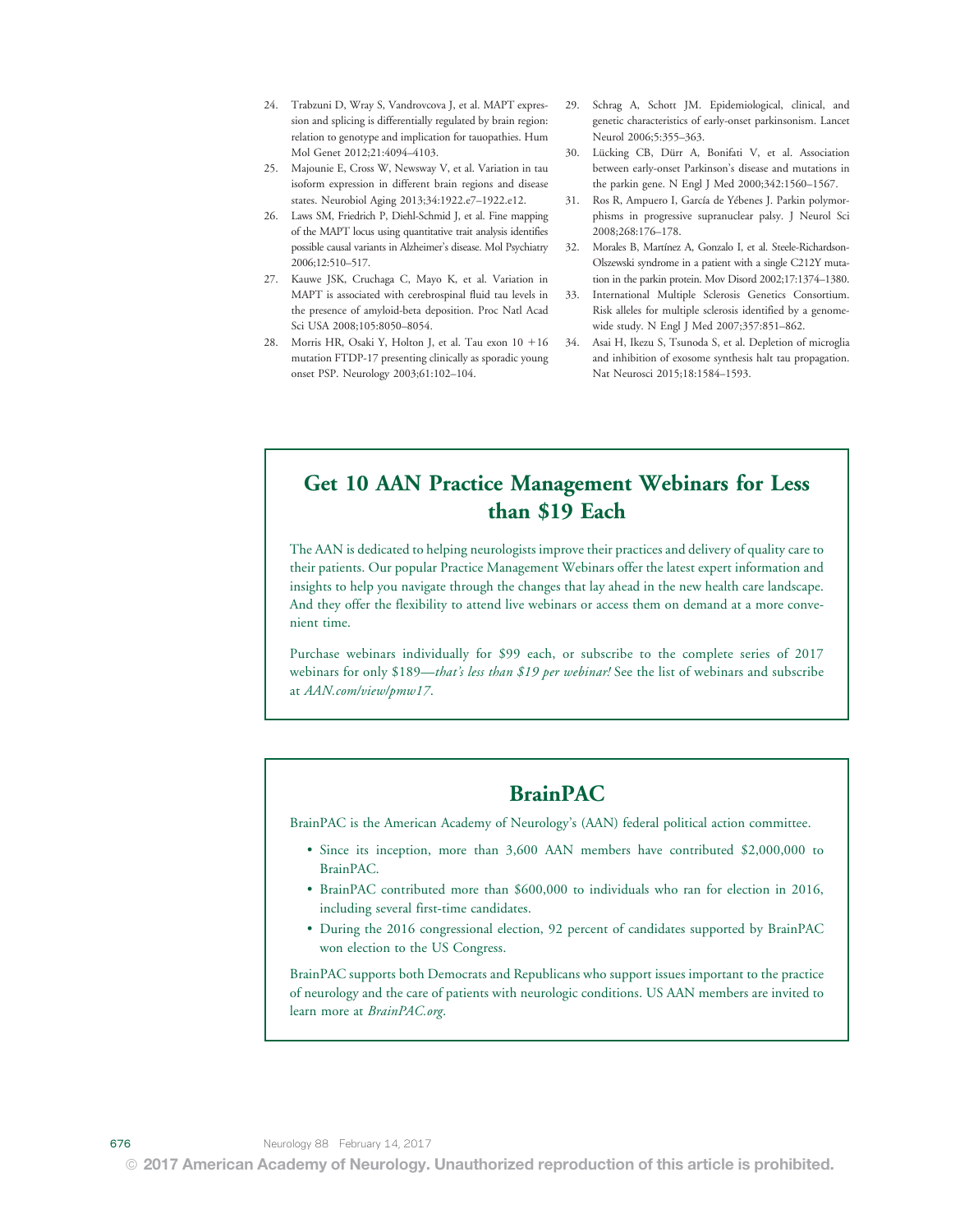24. Trabzuni D, Wray S, Vandrovcova J, et al. MAPT expression and splicing is differentially regulated by brain region: relation to genotype and implication for tauopathies. Hum Mol Genet 2012;21:4094–4103.
25. Majounie E, Cross W, Newsway V, et al. Variation in tau isoform expression in different brain regions and disease states. Neurobiol Aging 2013;34:1922.e7–1922.e12.
26. Laws SM, Friedrich P, Diehl-Schmid J, et al. Fine mapping of the MAPT locus using quantitative trait analysis identifies possible causal variants in Alzheimer's disease. Mol Psychiatry 2006;12:510–517.
27. Kauwe JSK, Cruchaga C, Mayo K, et al. Variation in MAPT is associated with cerebrospinal fluid tau levels in the presence of amyloid-beta deposition. Proc Natl Acad Sci USA 2008;105:8050–8054.
28. Morris HR, Osaki Y, Holton J, et al. Tau exon 10 +16 mutation FTDP-17 presenting clinically as sporadic young onset PSP. Neurology 2003;61:102–104.
29. Schrag A, Schott JM. Epidemiological, clinical, and genetic characteristics of early-onset parkinsonism. Lancet Neurol 2006;5:355–363.
30. Lücking CB, Dürr A, Bonifati V, et al. Association between early-onset Parkinson's disease and mutations in the parkin gene. N Engl J Med 2000;342:1560–1567.
31. Ros R, Ampuero I, García de Yébenes J. Parkin polymorphisms in progressive supranuclear palsy. J Neurol Sci 2008;268:176–178.
32. Morales B, Martínez A, Gonzalo I, et al. Steele-Richardson-Olszewski syndrome in a patient with a single C212Y mutation in the parkin protein. Mov Disord 2002;17:1374–1380.
33. International Multiple Sclerosis Genetics Consortium. Risk alleles for multiple sclerosis identified by a genome-wide study. N Engl J Med 2007;357:851–862.
34. Asai H, Ikezu S, Tsunoda S, et al. Depletion of microglia and inhibition of exosome synthesis halt tau propagation. Nat Neurosci 2015;18:1584–1593.

## Get 10 AAN Practice Management Webinars for Less than $19 Each

The AAN is dedicated to helping neurologists improve their practices and delivery of quality care to their patients. Our popular Practice Management Webinars offer the latest expert information and insights to help you navigate through the changes that lay ahead in the new health care landscape. And they offer the flexibility to attend live webinars or access them on demand at a more convenient time.

Purchase webinars individually for $99 each, or subscribe to the complete series of 2017 webinars for only $189—*that's less than $19 per webinar!* See the list of webinars and subscribe at *AAN.com/view/pmw17*.

## BrainPAC

BrainPAC is the American Academy of Neurology's (AAN) federal political action committee.

- Since its inception, more than 3,600 AAN members have contributed $2,000,000 to BrainPAC.
- BrainPAC contributed more than $600,000 to individuals who ran for election in 2016, including several first-time candidates.
- During the 2016 congressional election, 92 percent of candidates supported by BrainPAC won election to the US Congress.

BrainPAC supports both Democrats and Republicans who support issues important to the practice of neurology and the care of patients with neurologic conditions. US AAN members are invited to learn more at *BrainPAC.org*.